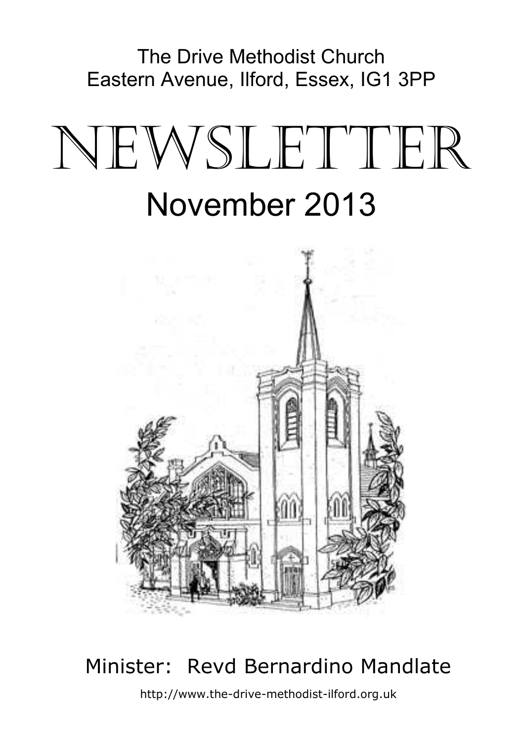The Drive Methodist Church
Eastern Avenue, Ilford, Essex, IG1 3PP

# NEWSLETTER

## November 2013

Minister: Revd Bernardino Mandlate

http://www.the-drive-methodist-ilford.org.uk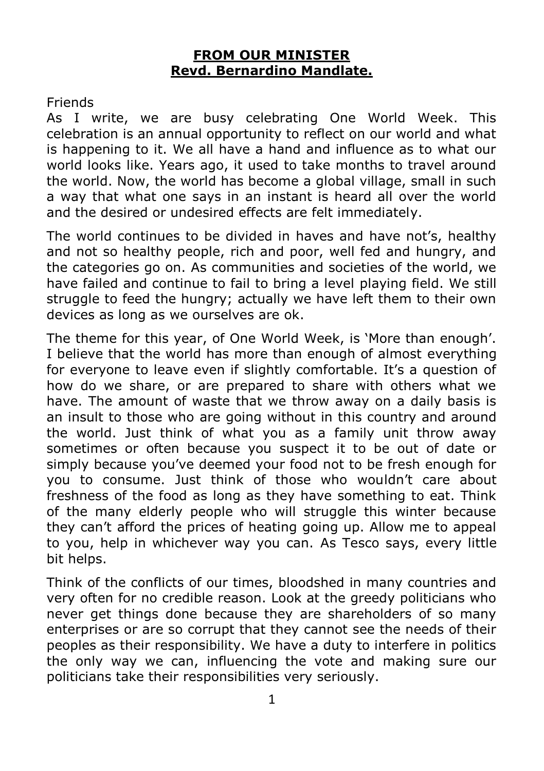## **FROM OUR MINISTER**
## **Revd. Bernardino Mandlate.**

Friends
As I write, we are busy celebrating One World Week. This celebration is an annual opportunity to reflect on our world and what is happening to it. We all have a hand and influence as to what our world looks like. Years ago, it used to take months to travel around the world. Now, the world has become a global village, small in such a way that what one says in an instant is heard all over the world and the desired or undesired effects are felt immediately.

The world continues to be divided in haves and have not's, healthy and not so healthy people, rich and poor, well fed and hungry, and the categories go on. As communities and societies of the world, we have failed and continue to fail to bring a level playing field. We still struggle to feed the hungry; actually we have left them to their own devices as long as we ourselves are ok.

The theme for this year, of One World Week, is 'More than enough'. I believe that the world has more than enough of almost everything for everyone to leave even if slightly comfortable. It's a question of how do we share, or are prepared to share with others what we have. The amount of waste that we throw away on a daily basis is an insult to those who are going without in this country and around the world. Just think of what you as a family unit throw away sometimes or often because you suspect it to be out of date or simply because you've deemed your food not to be fresh enough for you to consume. Just think of those who wouldn't care about freshness of the food as long as they have something to eat. Think of the many elderly people who will struggle this winter because they can't afford the prices of heating going up. Allow me to appeal to you, help in whichever way you can. As Tesco says, every little bit helps.

Think of the conflicts of our times, bloodshed in many countries and very often for no credible reason. Look at the greedy politicians who never get things done because they are shareholders of so many enterprises or are so corrupt that they cannot see the needs of their peoples as their responsibility. We have a duty to interfere in politics the only way we can, influencing the vote and making sure our politicians take their responsibilities very seriously.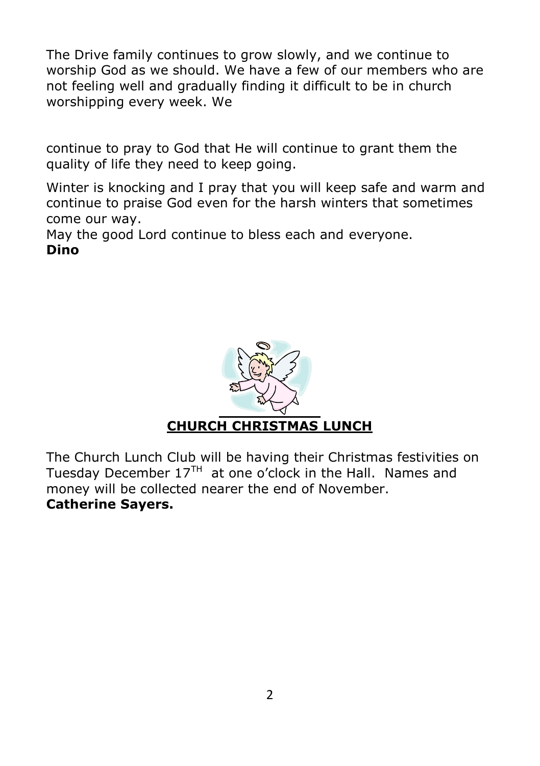The Drive family continues to grow slowly, and we continue to worship God as we should. We have a few of our members who are not feeling well and gradually finding it difficult to be in church worshipping every week. We

continue to pray to God that He will continue to grant them the quality of life they need to keep going.

Winter is knocking and I pray that you will keep safe and warm and continue to praise God even for the harsh winters that sometimes come our way.

May the good Lord continue to bless each and everyone.

**Dino**

## CHURCH CHRISTMAS LUNCH

The Church Lunch Club will be having their Christmas festivities on Tuesday December $17^{TH}$ at one o'clock in the Hall. Names and money will be collected nearer the end of November.

**Catherine Sayers.**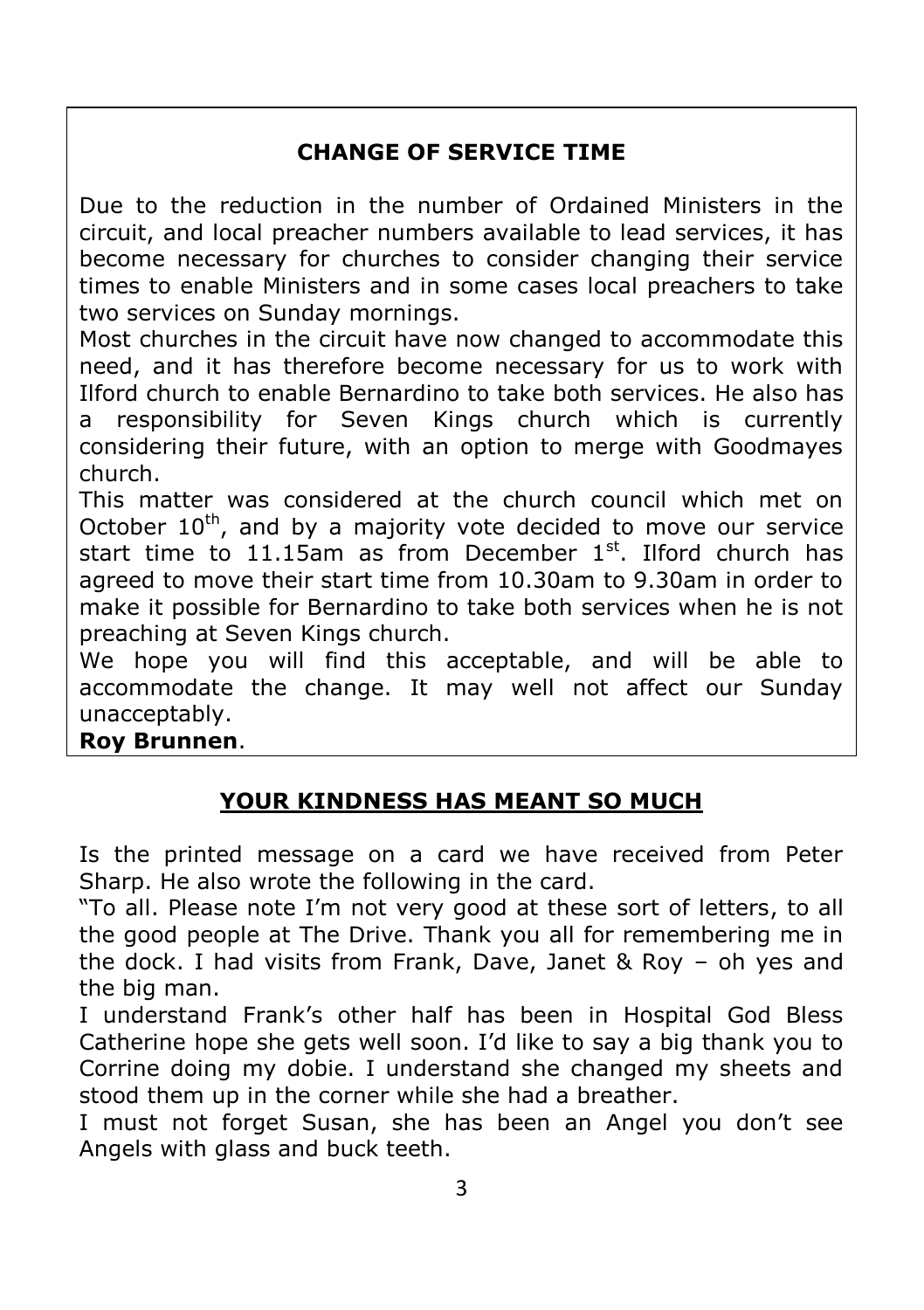## CHANGE OF SERVICE TIME

Due to the reduction in the number of Ordained Ministers in the circuit, and local preacher numbers available to lead services, it has become necessary for churches to consider changing their service times to enable Ministers and in some cases local preachers to take two services on Sunday mornings.

Most churches in the circuit have now changed to accommodate this need, and it has therefore become necessary for us to work with Ilford church to enable Bernardino to take both services. He also has a responsibility for Seven Kings church which is currently considering their future, with an option to merge with Goodmayes church.

This matter was considered at the church council which met on October 10th, and by a majority vote decided to move our service start time to 11.15am as from December 1st. Ilford church has agreed to move their start time from 10.30am to 9.30am in order to make it possible for Bernardino to take both services when he is not preaching at Seven Kings church.

We hope you will find this acceptable, and will be able to accommodate the change. It may well not affect our Sunday unacceptably.

**Roy Brunnen**.

## YOUR KINDNESS HAS MEANT SO MUCH

Is the printed message on a card we have received from Peter Sharp. He also wrote the following in the card.

"To all. Please note I'm not very good at these sort of letters, to all the good people at The Drive. Thank you all for remembering me in the dock. I had visits from Frank, Dave, Janet & Roy – oh yes and the big man.

I understand Frank's other half has been in Hospital God Bless Catherine hope she gets well soon. I'd like to say a big thank you to Corrine doing my dobie. I understand she changed my sheets and stood them up in the corner while she had a breather.

I must not forget Susan, she has been an Angel you don't see Angels with glass and buck teeth.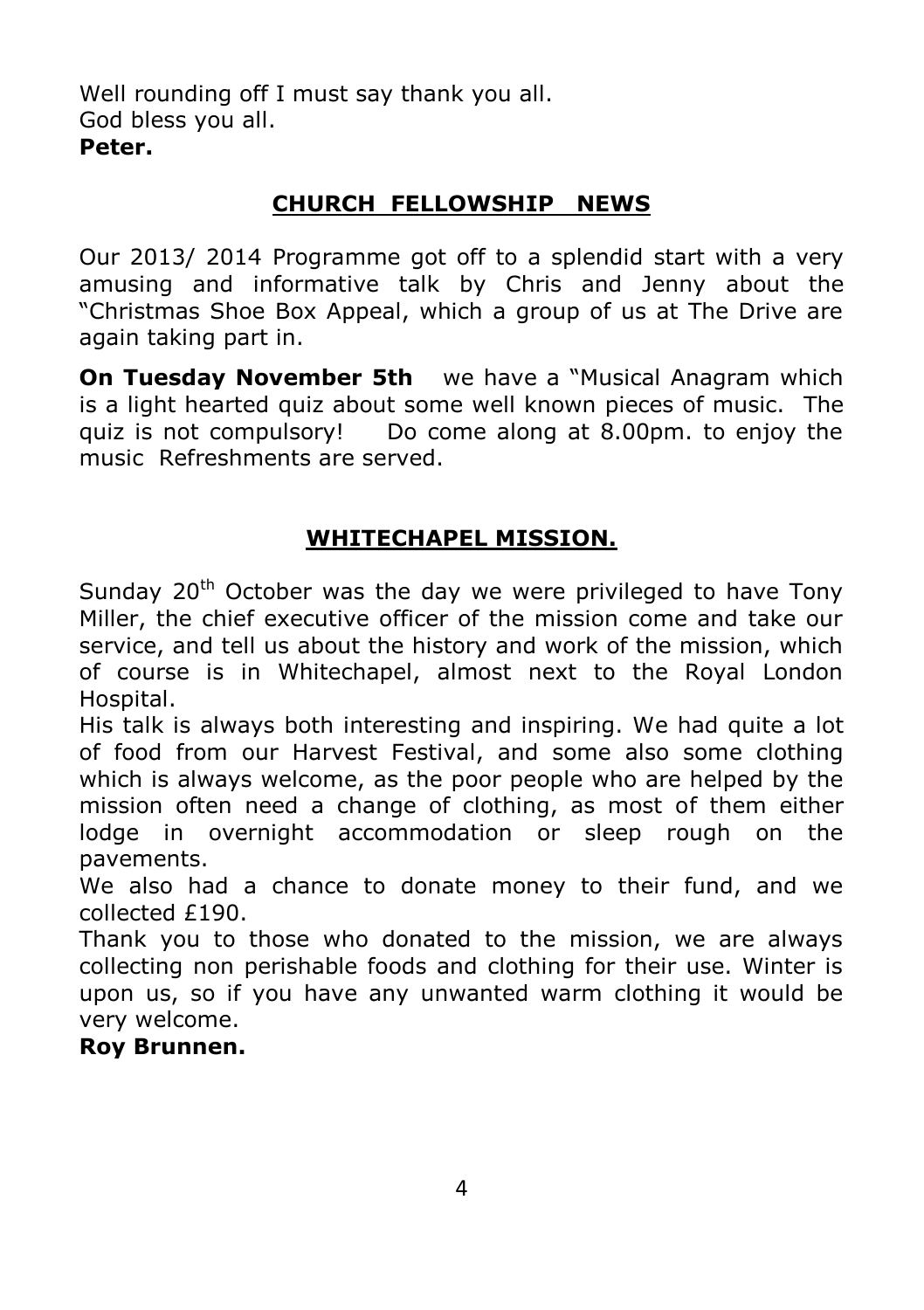Well rounding off I must say thank you all.
God bless you all.
**Peter.**

## CHURCH FELLOWSHIP NEWS

Our 2013/ 2014 Programme got off to a splendid start with a very amusing and informative talk by Chris and Jenny about the "Christmas Shoe Box Appeal, which a group of us at The Drive are again taking part in.

**On Tuesday November 5th** we have a "Musical Anagram which is a light hearted quiz about some well known pieces of music. The quiz is not compulsory! Do come along at 8.00pm. to enjoy the music Refreshments are served.

## WHITECHAPEL MISSION.

Sunday 20th October was the day we were privileged to have Tony Miller, the chief executive officer of the mission come and take our service, and tell us about the history and work of the mission, which of course is in Whitechapel, almost next to the Royal London Hospital.
His talk is always both interesting and inspiring. We had quite a lot of food from our Harvest Festival, and some also some clothing which is always welcome, as the poor people who are helped by the mission often need a change of clothing, as most of them either lodge in overnight accommodation or sleep rough on the pavements.
We also had a chance to donate money to their fund, and we collected £190.
Thank you to those who donated to the mission, we are always collecting non perishable foods and clothing for their use. Winter is upon us, so if you have any unwanted warm clothing it would be very welcome.
**Roy Brunnen.**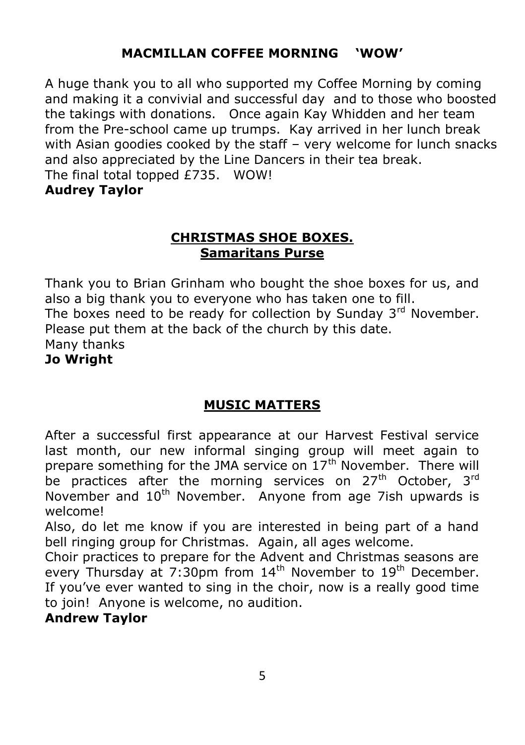## MACMILLAN COFFEE MORNING 'WOW'

A huge thank you to all who supported my Coffee Morning by coming and making it a convivial and successful day and to those who boosted the takings with donations. Once again Kay Whidden and her team from the Pre-school came up trumps. Kay arrived in her lunch break with Asian goodies cooked by the staff – very welcome for lunch snacks and also appreciated by the Line Dancers in their tea break.
The final total topped £735. WOW!

**Audrey Taylor**

## CHRISTMAS SHOE BOXES.
## Samaritans Purse

Thank you to Brian Grinham who bought the shoe boxes for us, and also a big thank you to everyone who has taken one to fill.
The boxes need to be ready for collection by Sunday 3rd November. Please put them at the back of the church by this date.
Many thanks

**Jo Wright**

## MUSIC MATTERS

After a successful first appearance at our Harvest Festival service last month, our new informal singing group will meet again to prepare something for the JMA service on 17th November. There will be practices after the morning services on 27th October, 3rd November and 10th November. Anyone from age 7ish upwards is welcome!

Also, do let me know if you are interested in being part of a hand bell ringing group for Christmas. Again, all ages welcome.

Choir practices to prepare for the Advent and Christmas seasons are every Thursday at 7:30pm from 14th November to 19th December. If you've ever wanted to sing in the choir, now is a really good time to join! Anyone is welcome, no audition.

**Andrew Taylor**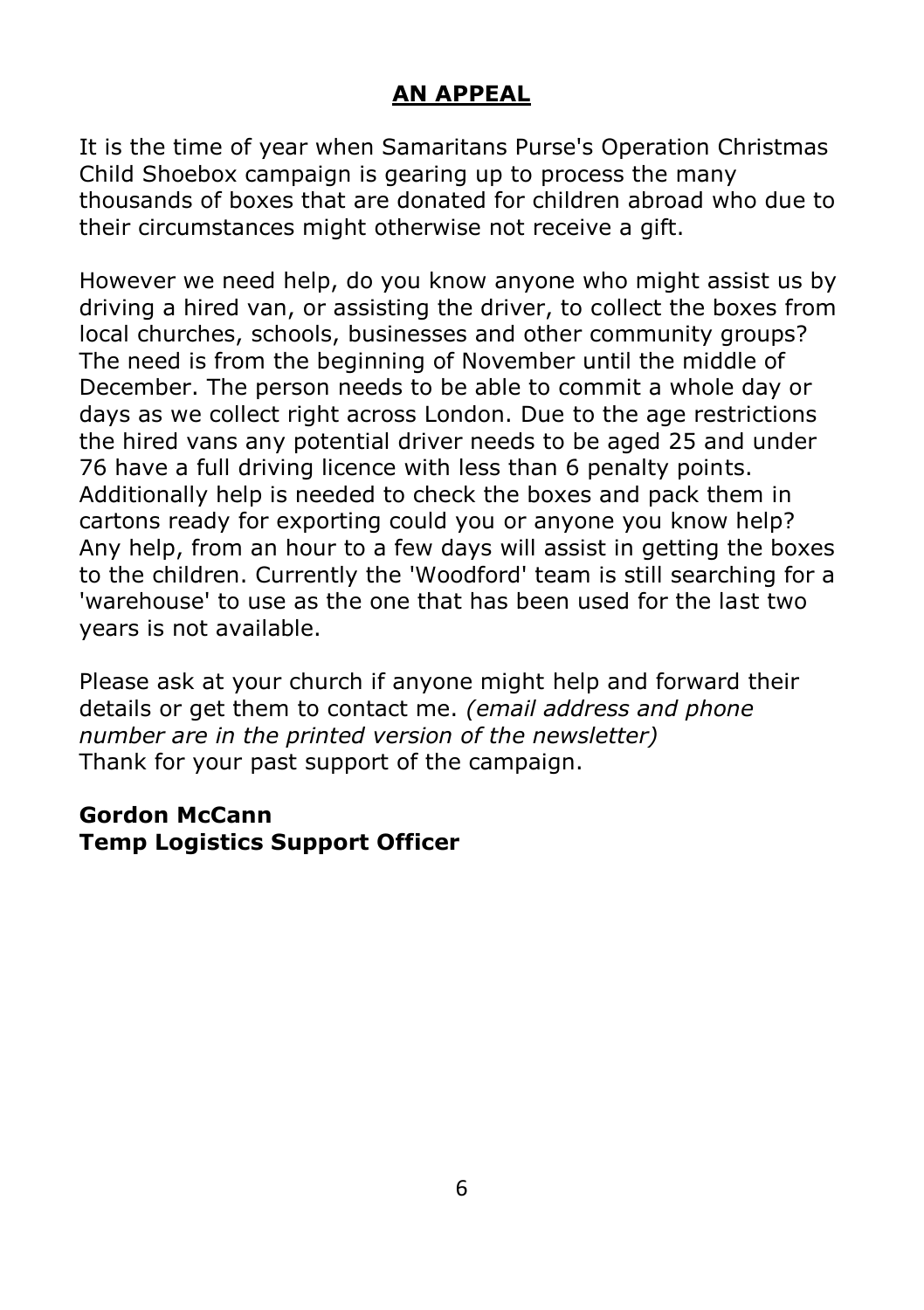## AN APPEAL

It is the time of year when Samaritans Purse's Operation Christmas Child Shoebox campaign is gearing up to process the many thousands of boxes that are donated for children abroad who due to their circumstances might otherwise not receive a gift.

However we need help, do you know anyone who might assist us by driving a hired van, or assisting the driver, to collect the boxes from local churches, schools, businesses and other community groups? The need is from the beginning of November until the middle of December. The person needs to be able to commit a whole day or days as we collect right across London. Due to the age restrictions the hired vans any potential driver needs to be aged 25 and under 76 have a full driving licence with less than 6 penalty points. Additionally help is needed to check the boxes and pack them in cartons ready for exporting could you or anyone you know help? Any help, from an hour to a few days will assist in getting the boxes to the children. Currently the 'Woodford' team is still searching for a 'warehouse' to use as the one that has been used for the last two years is not available.

Please ask at your church if anyone might help and forward their details or get them to contact me. *(email address and phone number are in the printed version of the newsletter)*
Thank for your past support of the campaign.

**Gordon McCann**
**Temp Logistics Support Officer**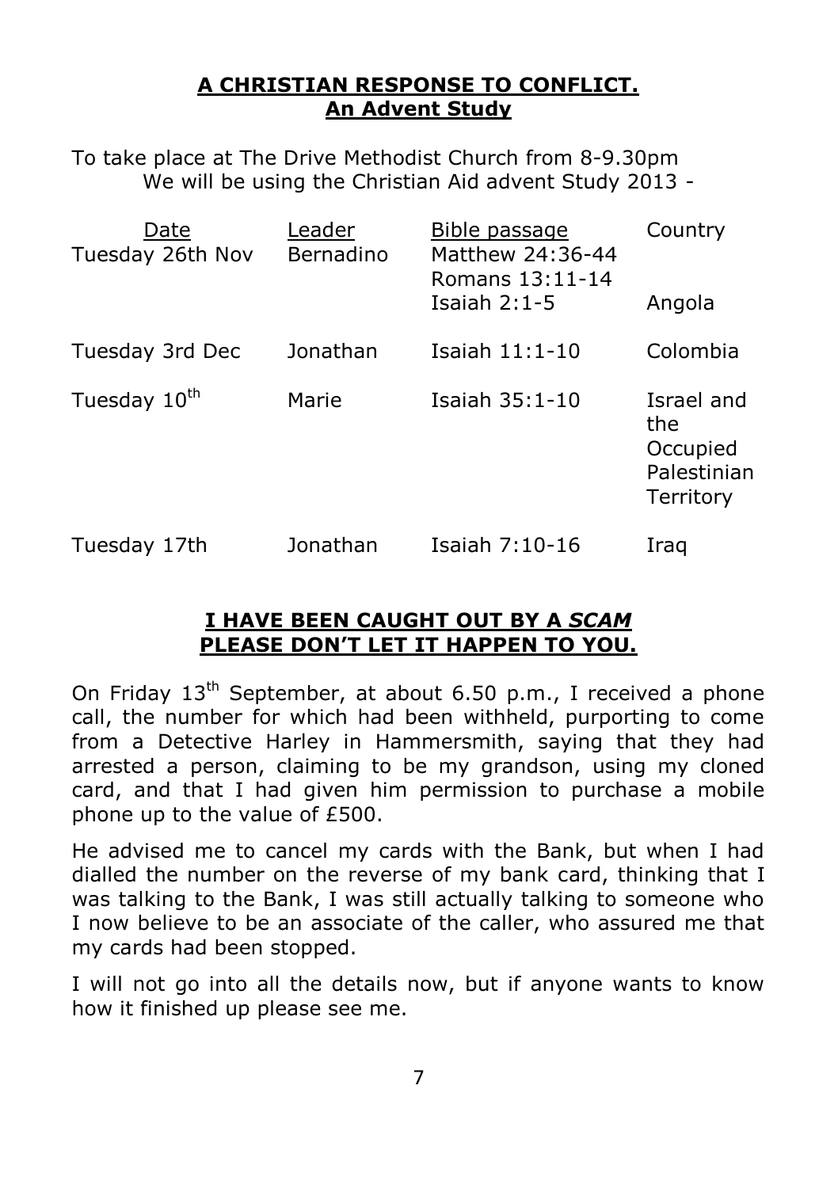## **A CHRISTIAN RESPONSE TO CONFLICT.**
## **An Advent Study**

To take place at The Drive Methodist Church from 8-9.30pm
We will be using the Christian Aid advent Study 2013 -

| Date | Leader | Bible passage | Country |
|---|---|---|---|
| Tuesday 26th Nov | Bernadino | Matthew 24:36-44 Romans 13:11-14 Isaiah 2:1-5 | Angola |
| Tuesday 3rd Dec | Jonathan | Isaiah 11:1-10 | Colombia |
| Tuesday 10th | Marie | Isaiah 35:1-10 | Israel and the Occupied Palestinian Territory |
| Tuesday 17th | Jonathan | Isaiah 7:10-16 | Iraq |

## **I HAVE BEEN CAUGHT OUT BY A *SCAM* PLEASE DON'T LET IT HAPPEN TO YOU.**

On Friday 13th September, at about 6.50 p.m., I received a phone call, the number for which had been withheld, purporting to come from a Detective Harley in Hammersmith, saying that they had arrested a person, claiming to be my grandson, using my cloned card, and that I had given him permission to purchase a mobile phone up to the value of £500.

He advised me to cancel my cards with the Bank, but when I had dialled the number on the reverse of my bank card, thinking that I was talking to the Bank, I was still actually talking to someone who I now believe to be an associate of the caller, who assured me that my cards had been stopped.

I will not go into all the details now, but if anyone wants to know how it finished up please see me.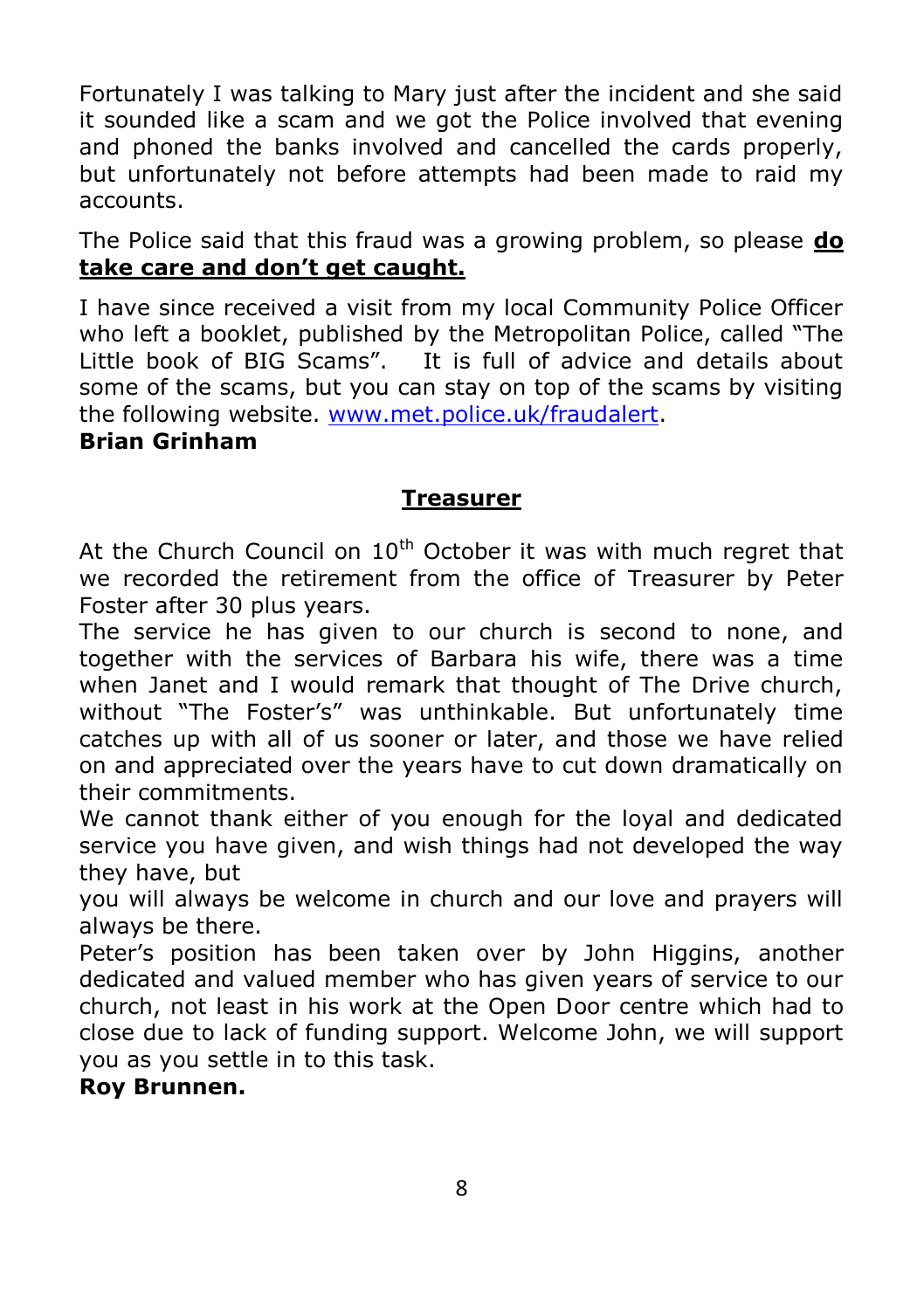Fortunately I was talking to Mary just after the incident and she said it sounded like a scam and we got the Police involved that evening and phoned the banks involved and cancelled the cards properly, but unfortunately not before attempts had been made to raid my accounts.

The Police said that this fraud was a growing problem, so please **do take care and don't get caught.**

I have since received a visit from my local Community Police Officer who left a booklet, published by the Metropolitan Police, called "The Little book of BIG Scams". It is full of advice and details about some of the scams, but you can stay on top of the scams by visiting the following website. www.met.police.uk/fraudalert.

**Brian Grinham**

## Treasurer

At the Church Council on 10th October it was with much regret that we recorded the retirement from the office of Treasurer by Peter Foster after 30 plus years.

The service he has given to our church is second to none, and together with the services of Barbara his wife, there was a time when Janet and I would remark that thought of The Drive church, without "The Foster's" was unthinkable. But unfortunately time catches up with all of us sooner or later, and those we have relied on and appreciated over the years have to cut down dramatically on their commitments.

We cannot thank either of you enough for the loyal and dedicated service you have given, and wish things had not developed the way they have, but

you will always be welcome in church and our love and prayers will always be there.

Peter's position has been taken over by John Higgins, another dedicated and valued member who has given years of service to our church, not least in his work at the Open Door centre which had to close due to lack of funding support. Welcome John, we will support you as you settle in to this task.

**Roy Brunnen.**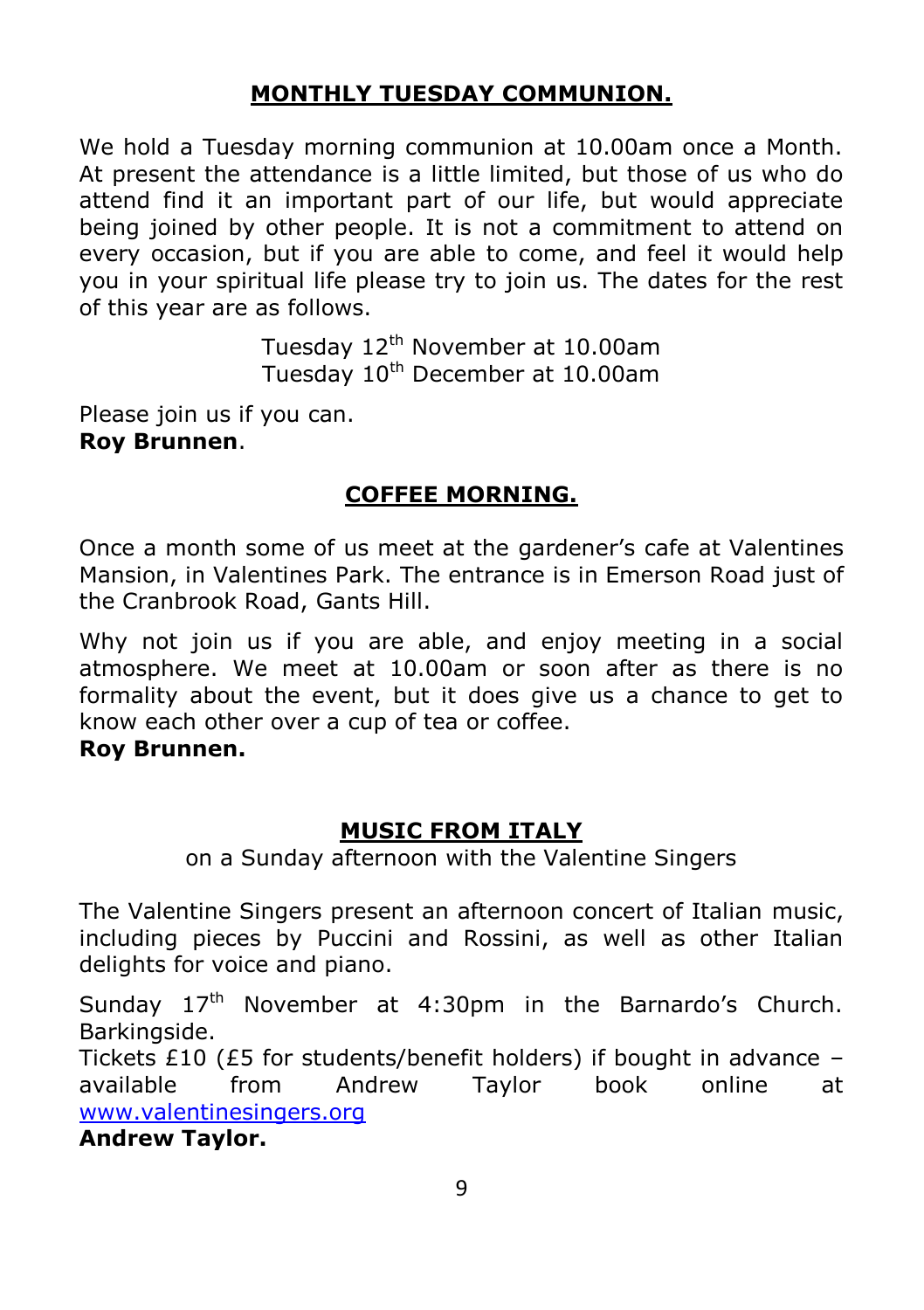## MONTHLY TUESDAY COMMUNION.

We hold a Tuesday morning communion at 10.00am once a Month. At present the attendance is a little limited, but those of us who do attend find it an important part of our life, but would appreciate being joined by other people. It is not a commitment to attend on every occasion, but if you are able to come, and feel it would help you in your spiritual life please try to join us. The dates for the rest of this year are as follows.

Tuesday 12th November at 10.00am
Tuesday 10th December at 10.00am

Please join us if you can.
**Roy Brunnen**.

## COFFEE MORNING.

Once a month some of us meet at the gardener's cafe at Valentines Mansion, in Valentines Park. The entrance is in Emerson Road just of the Cranbrook Road, Gants Hill.

Why not join us if you are able, and enjoy meeting in a social atmosphere. We meet at 10.00am or soon after as there is no formality about the event, but it does give us a chance to get to know each other over a cup of tea or coffee.
**Roy Brunnen.**

## MUSIC FROM ITALY

on a Sunday afternoon with the Valentine Singers

The Valentine Singers present an afternoon concert of Italian music, including pieces by Puccini and Rossini, as well as other Italian delights for voice and piano.

Sunday 17th November at 4:30pm in the Barnardo's Church. Barkingside.
Tickets £10 (£5 for students/benefit holders) if bought in advance – available from Andrew Taylor book online at www.valentinesingers.org
**Andrew Taylor.**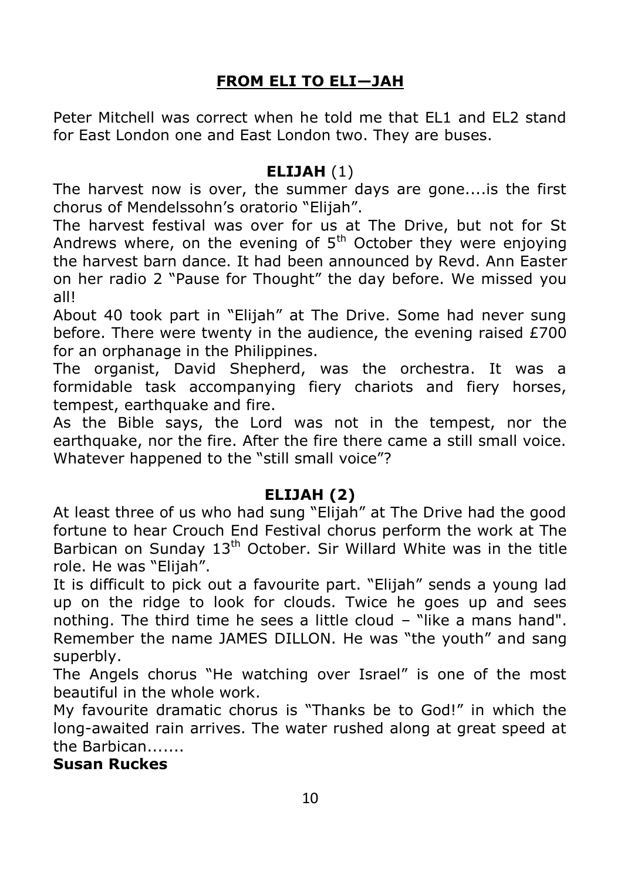# FROM ELI TO ELI—JAH

Peter Mitchell was correct when he told me that EL1 and EL2 stand for East London one and East London two. They are buses.

## ELIJAH (1)

The harvest now is over, the summer days are gone....is the first chorus of Mendelssohn's oratorio "Elijah".

The harvest festival was over for us at The Drive, but not for St Andrews where, on the evening of 5th October they were enjoying the harvest barn dance. It had been announced by Revd. Ann Easter on her radio 2 "Pause for Thought" the day before. We missed you all!

About 40 took part in "Elijah" at The Drive. Some had never sung before. There were twenty in the audience, the evening raised £700 for an orphanage in the Philippines.

The organist, David Shepherd, was the orchestra. It was a formidable task accompanying fiery chariots and fiery horses, tempest, earthquake and fire.

As the Bible says, the Lord was not in the tempest, nor the earthquake, nor the fire. After the fire there came a still small voice. Whatever happened to the "still small voice"?

## ELIJAH (2)

At least three of us who had sung "Elijah" at The Drive had the good fortune to hear Crouch End Festival chorus perform the work at The Barbican on Sunday 13th October. Sir Willard White was in the title role. He was "Elijah".

It is difficult to pick out a favourite part. "Elijah" sends a young lad up on the ridge to look for clouds. Twice he goes up and sees nothing. The third time he sees a little cloud – "like a mans hand". Remember the name JAMES DILLON. He was "the youth" and sang superbly.

The Angels chorus "He watching over Israel" is one of the most beautiful in the whole work.

My favourite dramatic chorus is "Thanks be to God!" in which the long-awaited rain arrives. The water rushed along at great speed at the Barbican.......

**Susan Ruckes**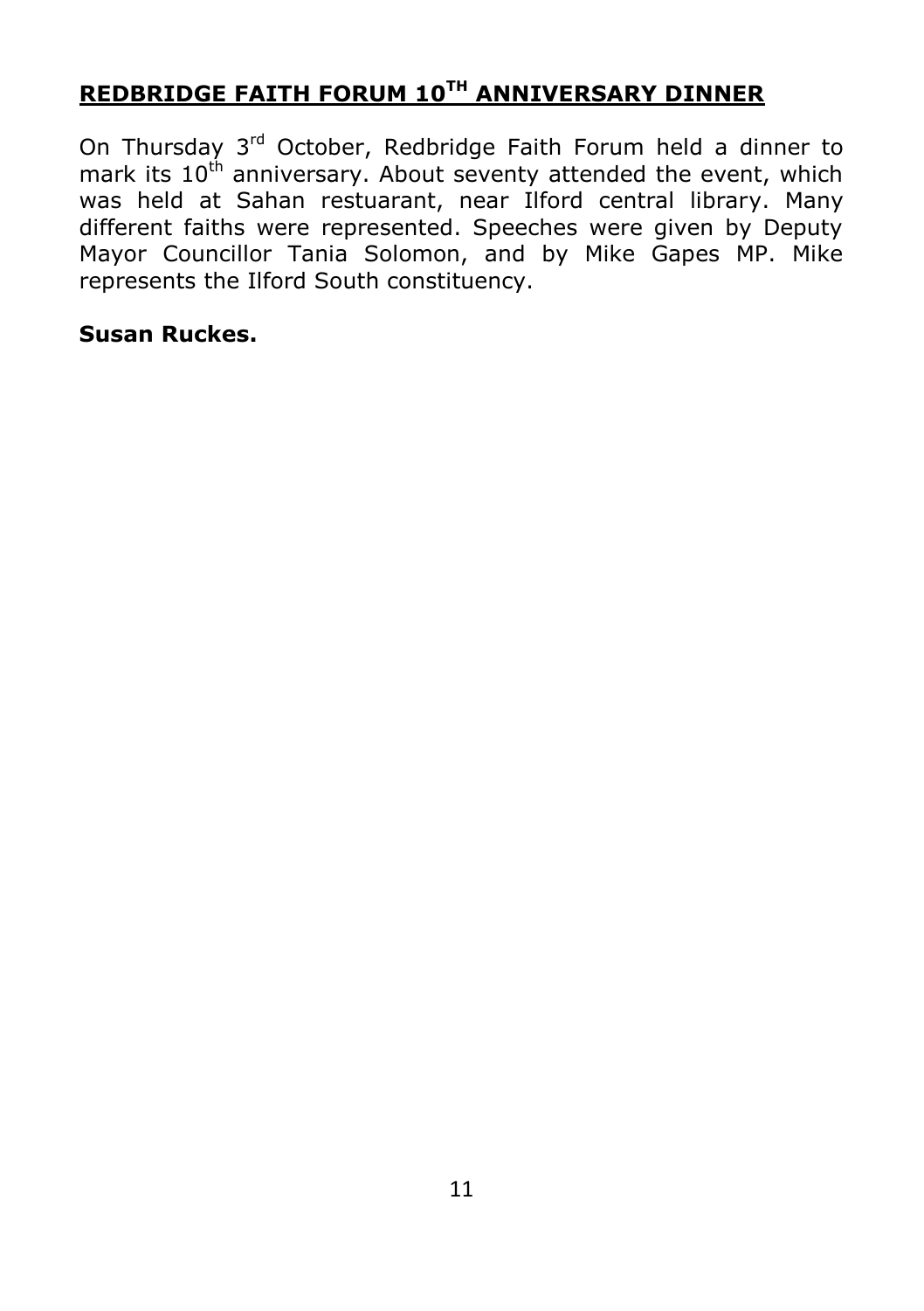## REDBRIDGE FAITH FORUM 10TH ANNIVERSARY DINNER

On Thursday 3rd October, Redbridge Faith Forum held a dinner to mark its 10th anniversary. About seventy attended the event, which was held at Sahan restuarant, near Ilford central library. Many different faiths were represented. Speeches were given by Deputy Mayor Councillor Tania Solomon, and by Mike Gapes MP. Mike represents the Ilford South constituency.

**Susan Ruckes.**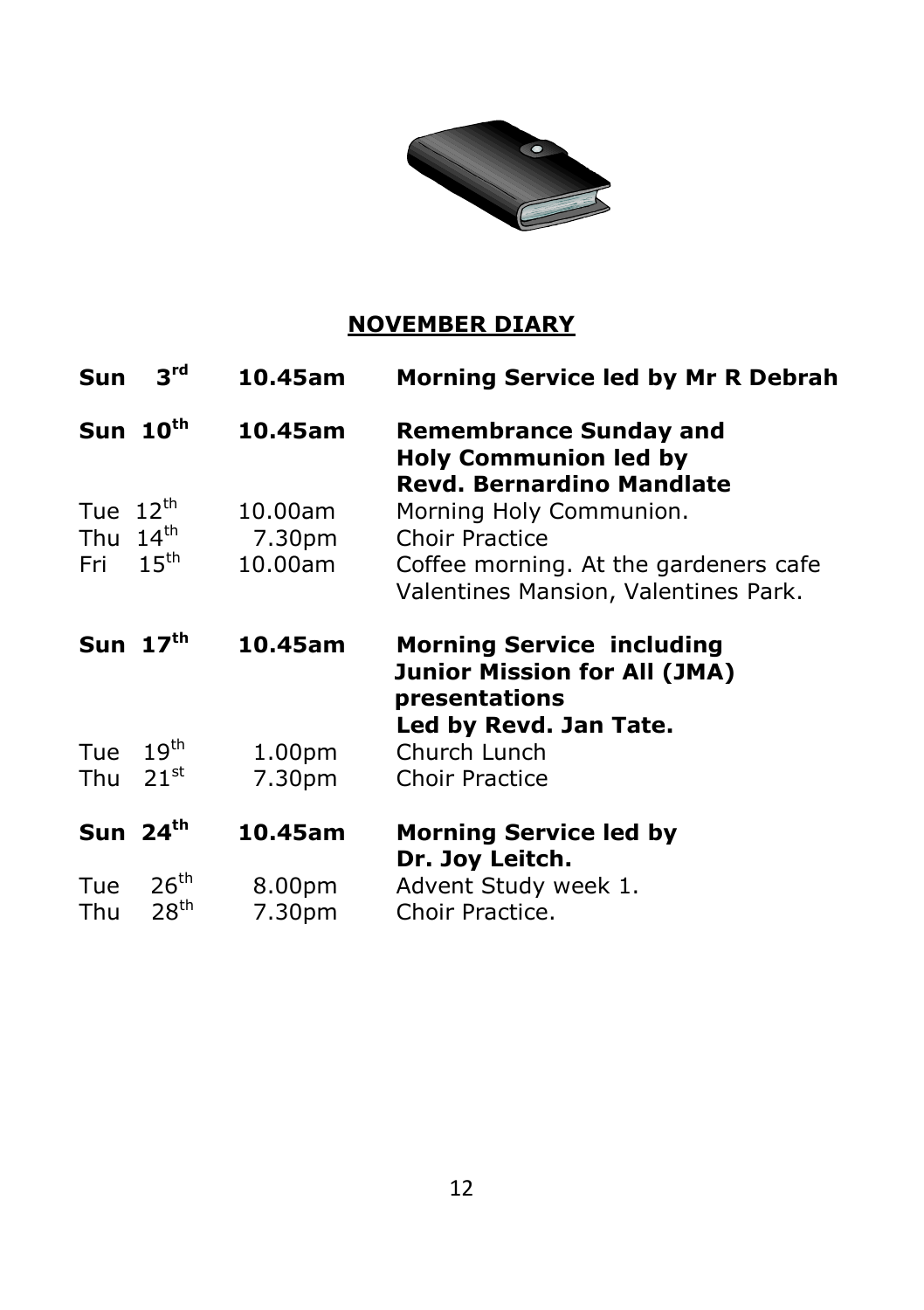## NOVEMBER DIARY

| | | |
|---|---|---|
| **Sun 3rd** | **10.45am** | **Morning Service led by Mr R Debrah** |
| **Sun 10th** | **10.45am** | **Remembrance Sunday and Holy Communion led by Revd. Bernardino Mandlate** |
| Tue 12th | 10.00am | Morning Holy Communion. |
| Thu 14th | 7.30pm | Choir Practice |
| Fri 15th | 10.00am | Coffee morning. At the gardeners cafe Valentines Mansion, Valentines Park. |
| **Sun 17th** | **10.45am** | **Morning Service including Junior Mission for All (JMA) presentations Led by Revd. Jan Tate.** |
| Tue 19th | 1.00pm | Church Lunch |
| Thu 21st | 7.30pm | Choir Practice |
| **Sun 24th** | **10.45am** | **Morning Service led by Dr. Joy Leitch.** |
| Tue 26th | 8.00pm | Advent Study week 1. |
| Thu 28th | 7.30pm | Choir Practice. |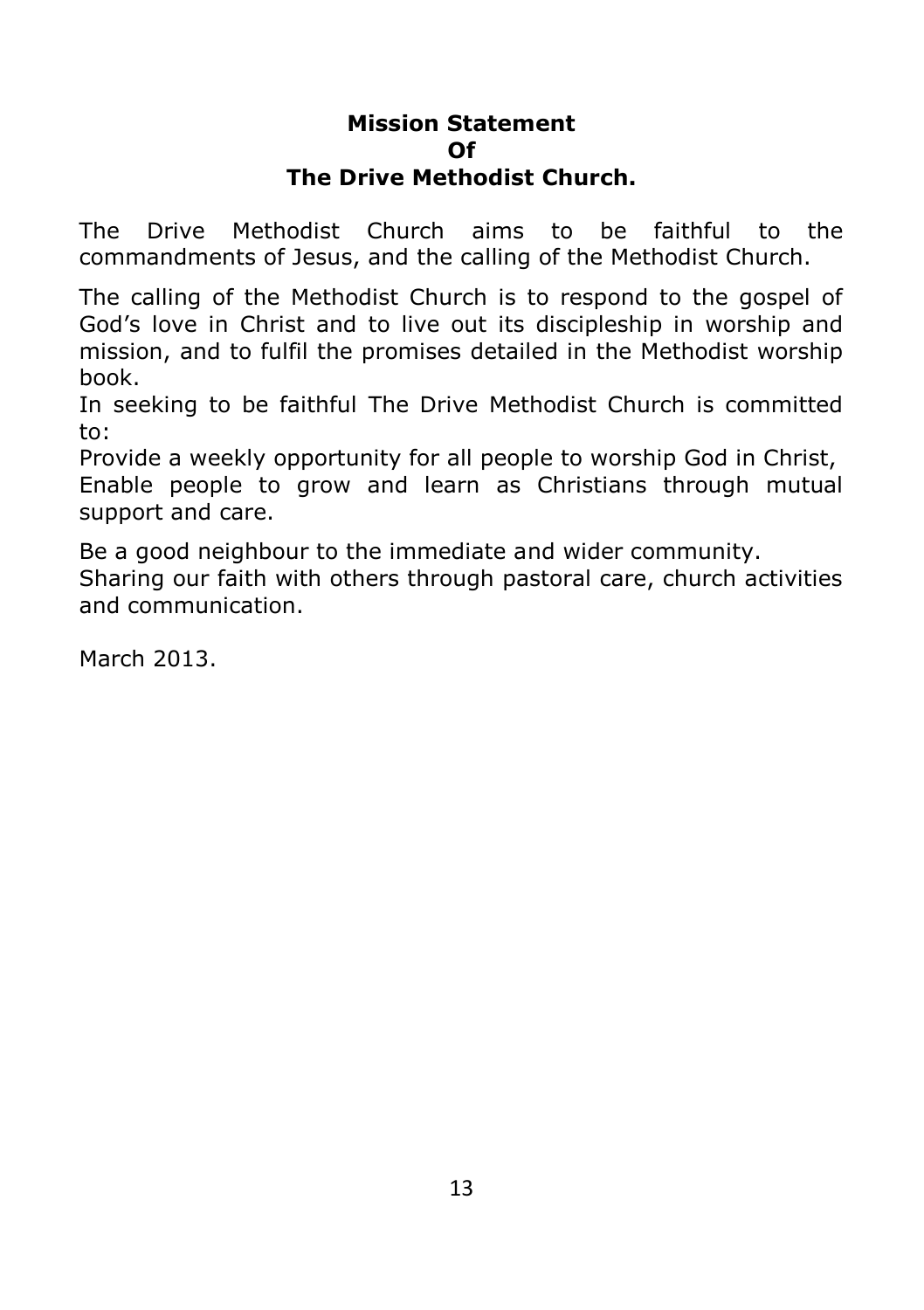## Mission Statement
## Of
## The Drive Methodist Church.

The Drive Methodist Church aims to be faithful to the commandments of Jesus, and the calling of the Methodist Church.

The calling of the Methodist Church is to respond to the gospel of God's love in Christ and to live out its discipleship in worship and mission, and to fulfil the promises detailed in the Methodist worship book.

In seeking to be faithful The Drive Methodist Church is committed to:

Provide a weekly opportunity for all people to worship God in Christ,

Enable people to grow and learn as Christians through mutual support and care.

Be a good neighbour to the immediate and wider community.

Sharing our faith with others through pastoral care, church activities and communication.

March 2013.